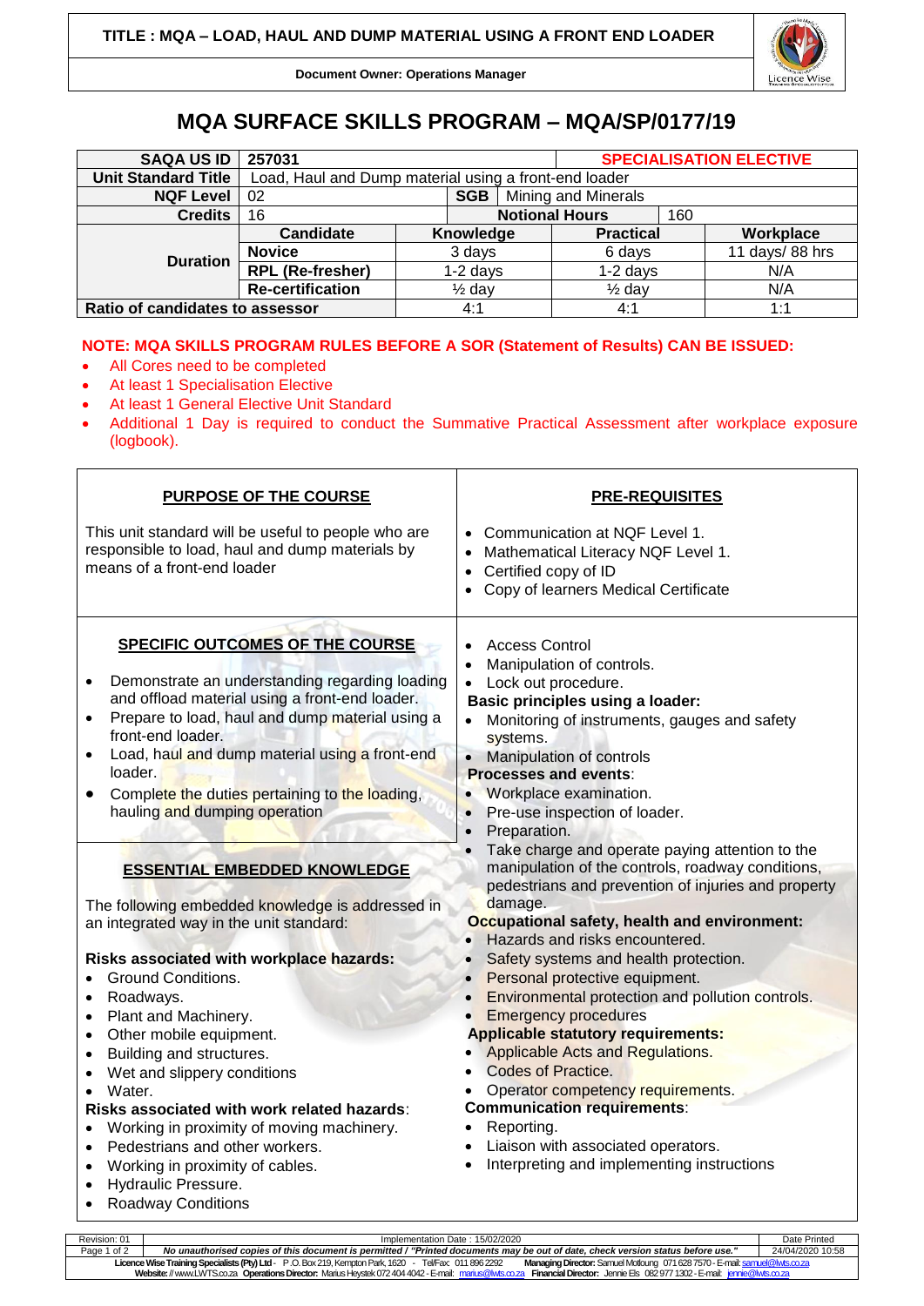# MQA SURFACE SKILLS PROGRAM – MQA/SP/0177/19

| SAQA US ID | 257031 | | | SPECIALISATION ELECTIVE | |
|---|---|---|---|---|---|
| Unit Standard Title | Load, Haul and Dump material using a front-end loader | | | | |
| NQF Level | 02 | SGB | Mining and Minerals | | |
| Credits | 16 | Notional Hours | | 160 | |
| Duration | Candidate | Knowledge | Practical | | Workplace |
| | Novice | 3 days | 6 days | | 11 days/ 88 hrs |
| | RPL (Re-fresher) | 1-2 days | 1-2 days | | N/A |
| | Re-certification | ½ day | ½ day | | N/A |
| Ratio of candidates to assessor | | 4:1 | 4:1 | | 1:1 |

**NOTE: MQA SKILLS PROGRAM RULES BEFORE A SOR (Statement of Results) CAN BE ISSUED:**

- All Cores need to be completed
- At least 1 Specialisation Elective
- At least 1 General Elective Unit Standard
- Additional 1 Day is required to conduct the Summative Practical Assessment after workplace exposure (logbook).

## PURPOSE OF THE COURSE

This unit standard will be useful to people who are responsible to load, haul and dump materials by means of a front-end loader

## PRE-REQUISITES

- Communication at NQF Level 1.
- Mathematical Literacy NQF Level 1.
- Certified copy of ID
- Copy of learners Medical Certificate

## SPECIFIC OUTCOMES OF THE COURSE

- Demonstrate an understanding regarding loading and offload material using a front-end loader.
- Prepare to load, haul and dump material using a front-end loader.
- Load, haul and dump material using a front-end loader.
- Complete the duties pertaining to the loading, hauling and dumping operation

## ESSENTIAL EMBEDDED KNOWLEDGE

The following embedded knowledge is addressed in an integrated way in the unit standard:

**Risks associated with workplace hazards:**

- Ground Conditions.
- Roadways.
- Plant and Machinery.
- Other mobile equipment.
- Building and structures.
- Wet and slippery conditions
- Water.

**Risks associated with work related hazards:**

- Working in proximity of moving machinery.
- Pedestrians and other workers.
- Working in proximity of cables.
- Hydraulic Pressure.
- Roadway Conditions
- Access Control
- Manipulation of controls.
- Lock out procedure.

**Basic principles using a loader:**

- Monitoring of instruments, gauges and safety systems.
- Manipulation of controls

**Processes and events:**

- Workplace examination.
- Pre-use inspection of loader.
- Preparation.
- Take charge and operate paying attention to the manipulation of the controls, roadway conditions, pedestrians and prevention of injuries and property damage.

**Occupational safety, health and environment:**

- Hazards and risks encountered.
- Safety systems and health protection.
- Personal protective equipment.
- Environmental protection and pollution controls.
- Emergency procedures

**Applicable statutory requirements:**

- Applicable Acts and Regulations.
- Codes of Practice.
- Operator competency requirements.

**Communication requirements:**

- Reporting.
- Liaison with associated operators.
- Interpreting and implementing instructions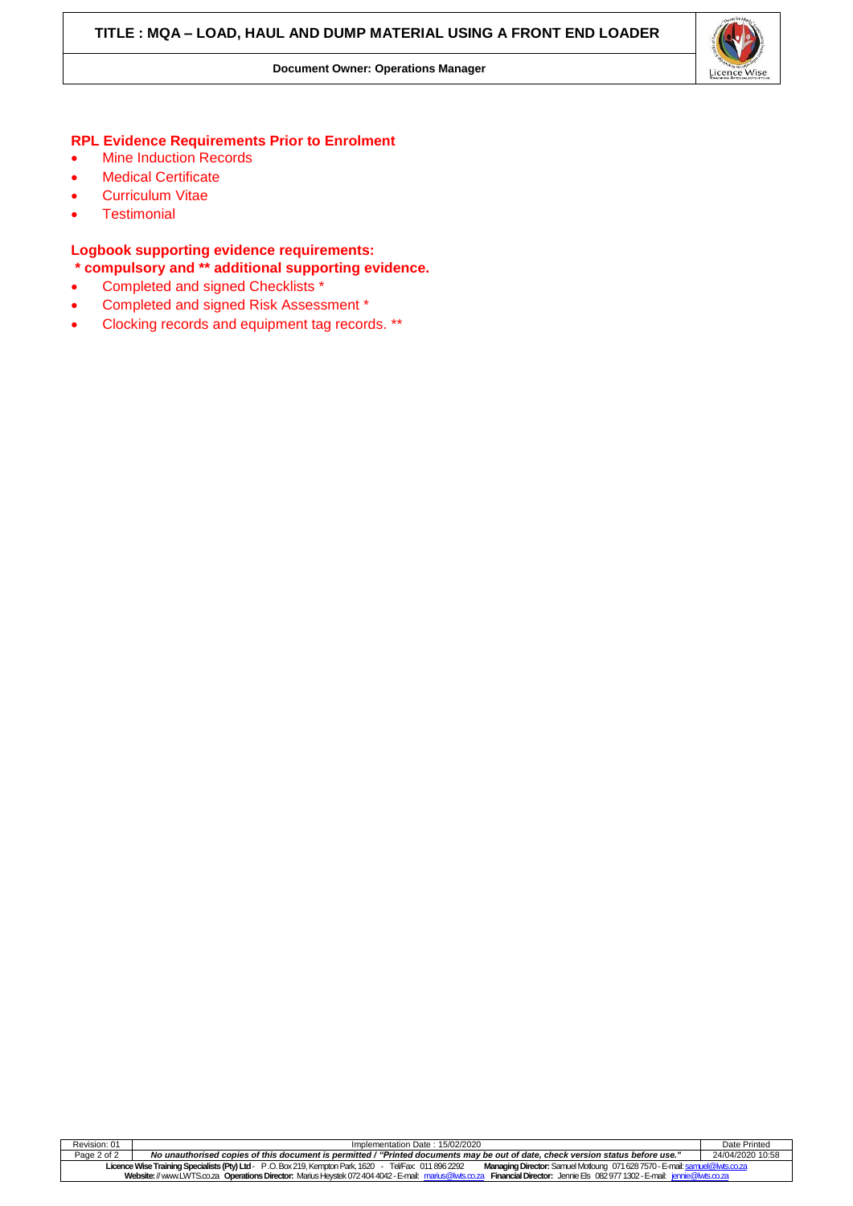## RPL Evidence Requirements Prior to Enrolment

- Mine Induction Records
- Medical Certificate
- Curriculum Vitae
- Testimonial

## Logbook supporting evidence requirements:
## * compulsory and ** additional supporting evidence.

- Completed and signed Checklists *
- Completed and signed Risk Assessment *
- Clocking records and equipment tag records. **